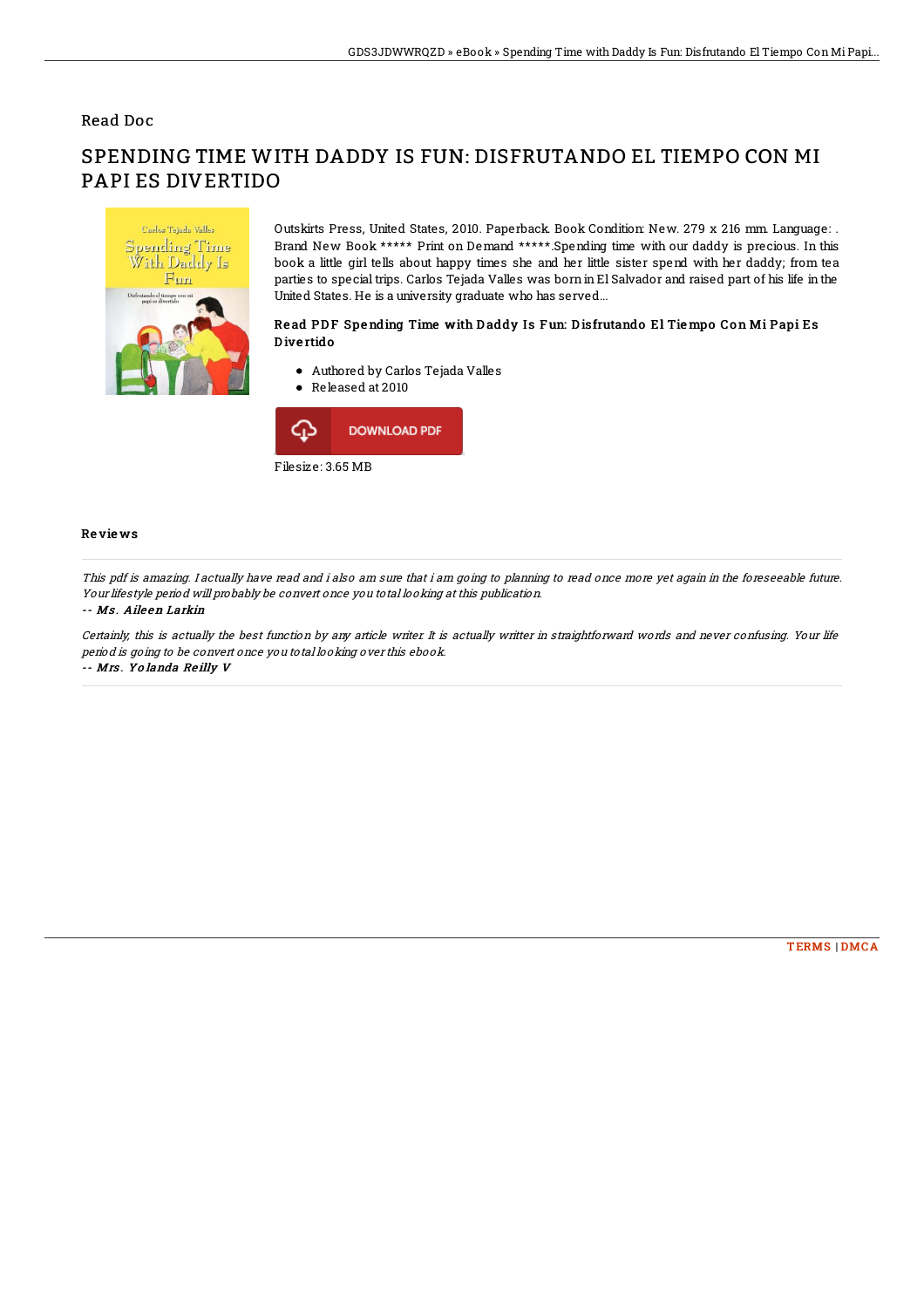Read Doc

# SPENDING TIME WITH DADDY IS FUN: DISFRUTANDO EL TIEMPO CON MI PAPI ES DIVERTIDO

Outskirts Press, United States, 2010. Paperback. Book Condition: New. 279 x 216 mm. Language: . Brand New Book ***** Print on Demand *****.Spending time with our daddy is precious. In this book a little girl tells about happy times she and her little sister spend with her daddy; from tea parties to special trips. Carlos Tejada Valles was born in El Salvador and raised part of his life in the United States. He is a university graduate who has served...

### Read PDF Spending Time with Daddy Is Fun: Disfrutando El Tiempo Con Mi Papi Es Divertido

- Authored by Carlos Tejada Valles
- Released at 2010

DOWNLOAD PDF

Filesize: 3.65 MB

### Reviews

*This pdf is amazing. I actually have read and i also am sure that i am going to planning to read once more yet again in the foreseeable future. Your lifestyle period will probably be convert once you total looking at this publication.*

-- ***Ms. Aileen Larkin***

*Certainly, this is actually the best function by any article writer. It is actually writter in straightforward words and never confusing. Your life period is going to be convert once you total looking over this ebook.*

-- ***Mrs. Yolanda Reilly V***

TERMS | DMCA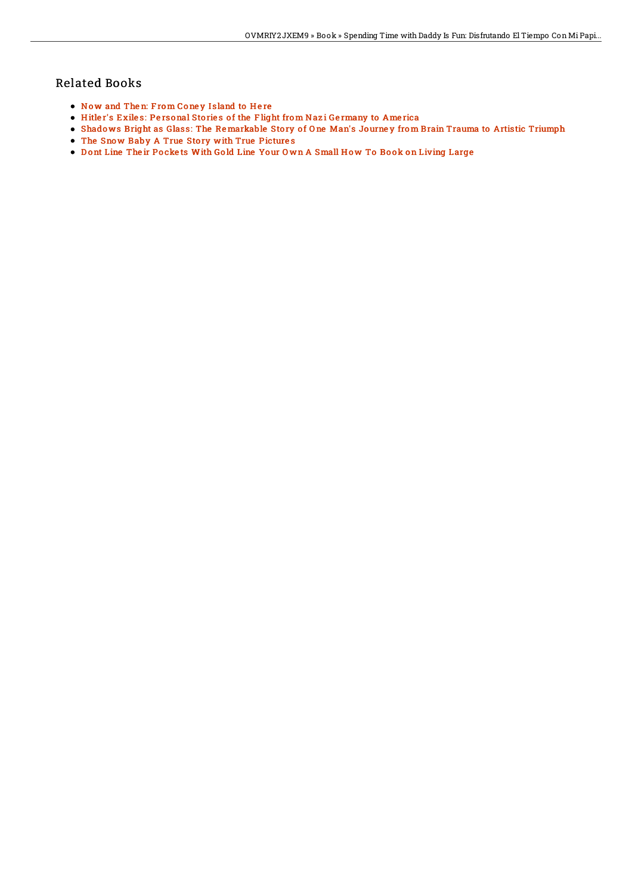## Related Books

- Now and Then: From Coney Island to Here
- Hitler's Exiles: Personal Stories of the Flight from Nazi Germany to America
- Shadows Bright as Glass: The Remarkable Story of One Man's Journey from Brain Trauma to Artistic Triumph
- The Snow Baby A True Story with True Pictures
- Dont Line Their Pockets With Gold Line Your Own A Small How To Book on Living Large